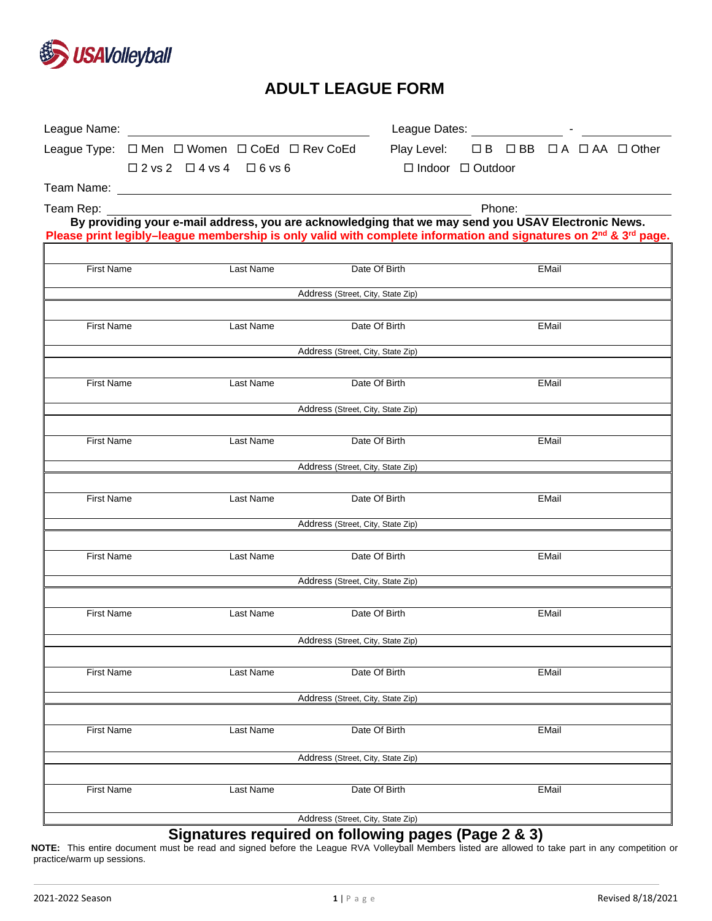USAVolleyball

# ADULT LEAGUE FORM

League Name: ______________________ League Dates: ____________ - ____________

League Type: ☐ Men ☐ Women ☐ CoEd ☐ Rev CoEd Play Level: ☐ B ☐ BB ☐ A ☐ AA ☐ Other

☐ 2 vs 2 ☐ 4 vs 4 ☐ 6 vs 6 ☐ Indoor ☐ Outdoor

Team Name: ______________________________________________

Team Rep: ______________________________________ Phone: ______________

**By providing your e-mail address, you are acknowledging that we may send you USAV Electronic News.**

**Please print legibly–league membership is only valid with complete information and signatures on 2nd & 3rd page.**

| First Name | Last Name | Date Of Birth | EMail |
|---|---|---|---|
| | | | |
| Address (Street, City, State Zip) | | | |
| | | | |
| First Name | Last Name | Date Of Birth | EMail |
| | | | |
| Address (Street, City, State Zip) | | | |
| | | | |
| First Name | Last Name | Date Of Birth | EMail |
| | | | |
| Address (Street, City, State Zip) | | | |
| | | | |
| First Name | Last Name | Date Of Birth | EMail |
| | | | |
| Address (Street, City, State Zip) | | | |
| | | | |
| First Name | Last Name | Date Of Birth | EMail |
| | | | |
| Address (Street, City, State Zip) | | | |
| | | | |
| First Name | Last Name | Date Of Birth | EMail |
| | | | |
| Address (Street, City, State Zip) | | | |
| | | | |
| First Name | Last Name | Date Of Birth | EMail |
| | | | |
| Address (Street, City, State Zip) | | | |
| | | | |
| First Name | Last Name | Date Of Birth | EMail |
| | | | |
| Address (Street, City, State Zip) | | | |
| | | | |
| First Name | Last Name | Date Of Birth | EMail |
| | | | |
| Address (Street, City, State Zip) | | | |

## Signatures required on following pages (Page 2 & 3)

**NOTE:** This entire document must be read and signed before the League RVA Volleyball Members listed are allowed to take part in any competition or practice/warm up sessions.

2021-2022 Season Revised 8/18/2021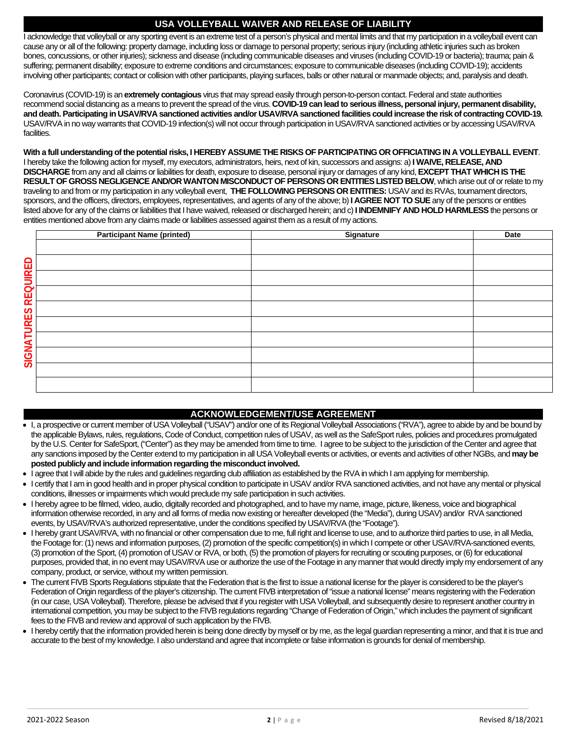## USA VOLLEYBALL WAIVER AND RELEASE OF LIABILITY

I acknowledge that volleyball or any sporting event is an extreme test of a person's physical and mental limits and that my participation in a volleyball event can cause any or all of the following: property damage, including loss or damage to personal property; serious injury (including athletic injuries such as broken bones, concussions, or other injuries); sickness and disease (including communicable diseases and viruses (including COVID-19 or bacteria); trauma; pain & suffering; permanent disability; exposure to extreme conditions and circumstances; exposure to communicable diseases (including COVID-19); accidents involving other participants; contact or collision with other participants, playing surfaces, balls or other natural or manmade objects; and, paralysis and death.

Coronavirus (COVID-19) is an **extremely contagious** virus that may spread easily through person-to-person contact. Federal and state authorities recommend social distancing as a means to prevent the spread of the virus. **COVID-19 can lead to serious illness, personal injury, permanent disability, and death. Participating in USAV/RVA sanctioned activities and/or USAV/RVA sanctioned facilities could increase the risk of contracting COVID-19.** USAV/RVA in no way warrants that COVID-19 infection(s) will not occur through participation in USAV/RVA sanctioned activities or by accessing USAV/RVA facilities.

**With a full understanding of the potential risks, I HEREBY ASSUME THE RISKS OF PARTICIPATING OR OFFICIATING IN A VOLLEYBALL EVENT**. I hereby take the following action for myself, my executors, administrators, heirs, next of kin, successors and assigns: a) **I WAIVE, RELEASE, AND DISCHARGE** from any and all claims or liabilities for death, exposure to disease, personal injury or damages of any kind, **EXCEPT THAT WHICH IS THE RESULT OF GROSS NEGLIGENCE AND/OR WANTON MISCONDUCT OF PERSONS OR ENTITIES LISTED BELOW**, which arise out of or relate to my traveling to and from or my participation in any volleyball event, **THE FOLLOWING PERSONS OR ENTITIES:** USAV and its RVAs, tournament directors, sponsors, and the officers, directors, employees, representatives, and agents of any of the above; b) **I AGREE NOT TO SUE** any of the persons or entities listed above for any of the claims or liabilities that I have waived, released or discharged herein; and c) **I INDEMNIFY AND HOLD HARMLESS** the persons or entities mentioned above from any claims made or liabilities assessed against them as a result of my actions.

**SIGNATURES REQUIRED**

| Participant Name (printed) | Signature | Date |
|---|---|---|
| | | |
| | | |
| | | |
| | | |
| | | |
| | | |
| | | |
| | | |
| | | |
| | | |

## ACKNOWLEDGEMENT/USE AGREEMENT

- I, a prospective or current member of USA Volleyball ("USAV") and/or one of its Regional Volleyball Associations ("RVA"), agree to abide by and be bound by the applicable Bylaws, rules, regulations, Code of Conduct, competition rules of USAV, as well as the SafeSport rules, policies and procedures promulgated by the U.S. Center for SafeSport, ("Center") as they may be amended from time to time. I agree to be subject to the jurisdiction of the Center and agree that any sanctions imposed by the Center extend to my participation in all USA Volleyball events or activities, or events and activities of other NGBs, and **may be posted publicly and include information regarding the misconduct involved.**
- I agree that I will abide by the rules and guidelines regarding club affiliation as established by the RVA in which I am applying for membership.
- I certify that I am in good health and in proper physical condition to participate in USAV and/or RVA sanctioned activities, and not have any mental or physical conditions, illnesses or impairments which would preclude my safe participation in such activities.
- I hereby agree to be filmed, video, audio, digitally recorded and photographed, and to have my name, image, picture, likeness, voice and biographical information otherwise recorded, in any and all forms of media now existing or hereafter developed (the "Media"), during USAV) and/or RVA sanctioned events, by USAV/RVA's authorized representative, under the conditions specified by USAV/RVA (the "Footage").
- I hereby grant USAV/RVA, with no financial or other compensation due to me, full right and license to use, and to authorize third parties to use, in all Media, the Footage for: (1) news and information purposes, (2) promotion of the specific competition(s) in which I compete or other USAV/RVA-sanctioned events, (3) promotion of the Sport, (4) promotion of USAV or RVA, or both, (5) the promotion of players for recruiting or scouting purposes, or (6) for educational purposes, provided that, in no event may USAV/RVA use or authorize the use of the Footage in any manner that would directly imply my endorsement of any company, product, or service, without my written permission.
- The current FIVB Sports Regulations stipulate that the Federation that is the first to issue a national license for the player is considered to be the player's Federation of Origin regardless of the player's citizenship. The current FIVB interpretation of "issue a national license" means registering with the Federation (in our case, USA Volleyball). Therefore, please be advised that if you register with USA Volleyball, and subsequently desire to represent another country in international competition, you may be subject to the FIVB regulations regarding "Change of Federation of Origin," which includes the payment of significant fees to the FIVB and review and approval of such application by the FIVB.
- I hereby certify that the information provided herein is being done directly by myself or by me, as the legal guardian representing a minor, and that it is true and accurate to the best of my knowledge. I also understand and agree that incomplete or false information is grounds for denial of membership.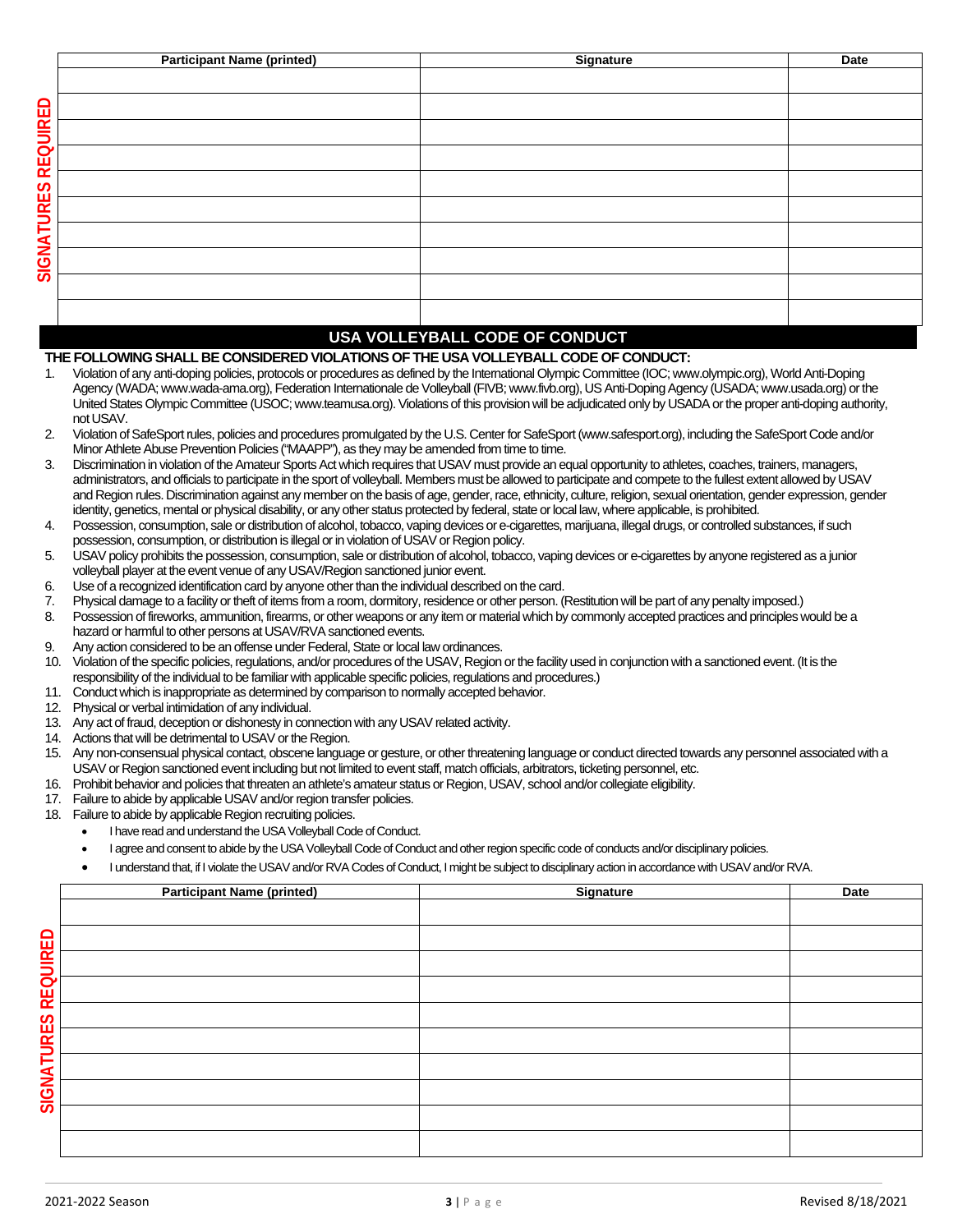SIGNATURES REQUIRED

| Participant Name (printed) | Signature | Date |
| --- | --- | --- |
| | | |
| | | |
| | | |
| | | |
| | | |
| | | |
| | | |
| | | |
| | | |
| | | |

## USA VOLLEYBALL CODE OF CONDUCT

**THE FOLLOWING SHALL BE CONSIDERED VIOLATIONS OF THE USA VOLLEYBALL CODE OF CONDUCT:**

1. Violation of any anti-doping policies, protocols or procedures as defined by the International Olympic Committee (IOC; www.olympic.org), World Anti-Doping Agency (WADA; www.wada-ama.org), Federation Internationale de Volleyball (FIVB; www.fivb.org), US Anti-Doping Agency (USADA; www.usada.org) or the United States Olympic Committee (USOC; www.teamusa.org). Violations of this provision will be adjudicated only by USADA or the proper anti-doping authority, not USAV.
2. Violation of SafeSport rules, policies and procedures promulgated by the U.S. Center for SafeSport (www.safesport.org), including the SafeSport Code and/or Minor Athlete Abuse Prevention Policies ("MAAPP"), as they may be amended from time to time.
3. Discrimination in violation of the Amateur Sports Act which requires that USAV must provide an equal opportunity to athletes, coaches, trainers, managers, administrators, and officials to participate in the sport of volleyball. Members must be allowed to participate and compete to the fullest extent allowed by USAV and Region rules. Discrimination against any member on the basis of age, gender, race, ethnicity, culture, religion, sexual orientation, gender expression, gender identity, genetics, mental or physical disability, or any other status protected by federal, state or local law, where applicable, is prohibited.
4. Possession, consumption, sale or distribution of alcohol, tobacco, vaping devices or e-cigarettes, marijuana, illegal drugs, or controlled substances, if such possession, consumption, or distribution is illegal or in violation of USAV or Region policy.
5. USAV policy prohibits the possession, consumption, sale or distribution of alcohol, tobacco, vaping devices or e-cigarettes by anyone registered as a junior volleyball player at the event venue of any USAV/Region sanctioned junior event.
6. Use of a recognized identification card by anyone other than the individual described on the card.
7. Physical damage to a facility or theft of items from a room, dormitory, residence or other person. (Restitution will be part of any penalty imposed.)
8. Possession of fireworks, ammunition, firearms, or other weapons or any item or material which by commonly accepted practices and principles would be a hazard or harmful to other persons at USAV/RVA sanctioned events.
9. Any action considered to be an offense under Federal, State or local law ordinances.
10. Violation of the specific policies, regulations, and/or procedures of the USAV, Region or the facility used in conjunction with a sanctioned event. (It is the responsibility of the individual to be familiar with applicable specific policies, regulations and procedures.)
11. Conduct which is inappropriate as determined by comparison to normally accepted behavior.
12. Physical or verbal intimidation of any individual.
13. Any act of fraud, deception or dishonesty in connection with any USAV related activity.
14. Actions that will be detrimental to USAV or the Region.
15. Any non-consensual physical contact, obscene language or gesture, or other threatening language or conduct directed towards any personnel associated with a USAV or Region sanctioned event including but not limited to event staff, match officials, arbitrators, ticketing personnel, etc.
16. Prohibit behavior and policies that threaten an athlete's amateur status or Region, USAV, school and/or collegiate eligibility.
17. Failure to abide by applicable USAV and/or region transfer policies.
18. Failure to abide by applicable Region recruiting policies.
    - I have read and understand the USA Volleyball Code of Conduct.
    - I agree and consent to abide by the USA Volleyball Code of Conduct and other region specific code of conducts and/or disciplinary policies.
    - I understand that, if I violate the USAV and/or RVA Codes of Conduct, I might be subject to disciplinary action in accordance with USAV and/or RVA.

SIGNATURES REQUIRED

| Participant Name (printed) | Signature | Date |
| --- | --- | --- |
| | | |
| | | |
| | | |
| | | |
| | | |
| | | |
| | | |
| | | |
| | | |
| | | |